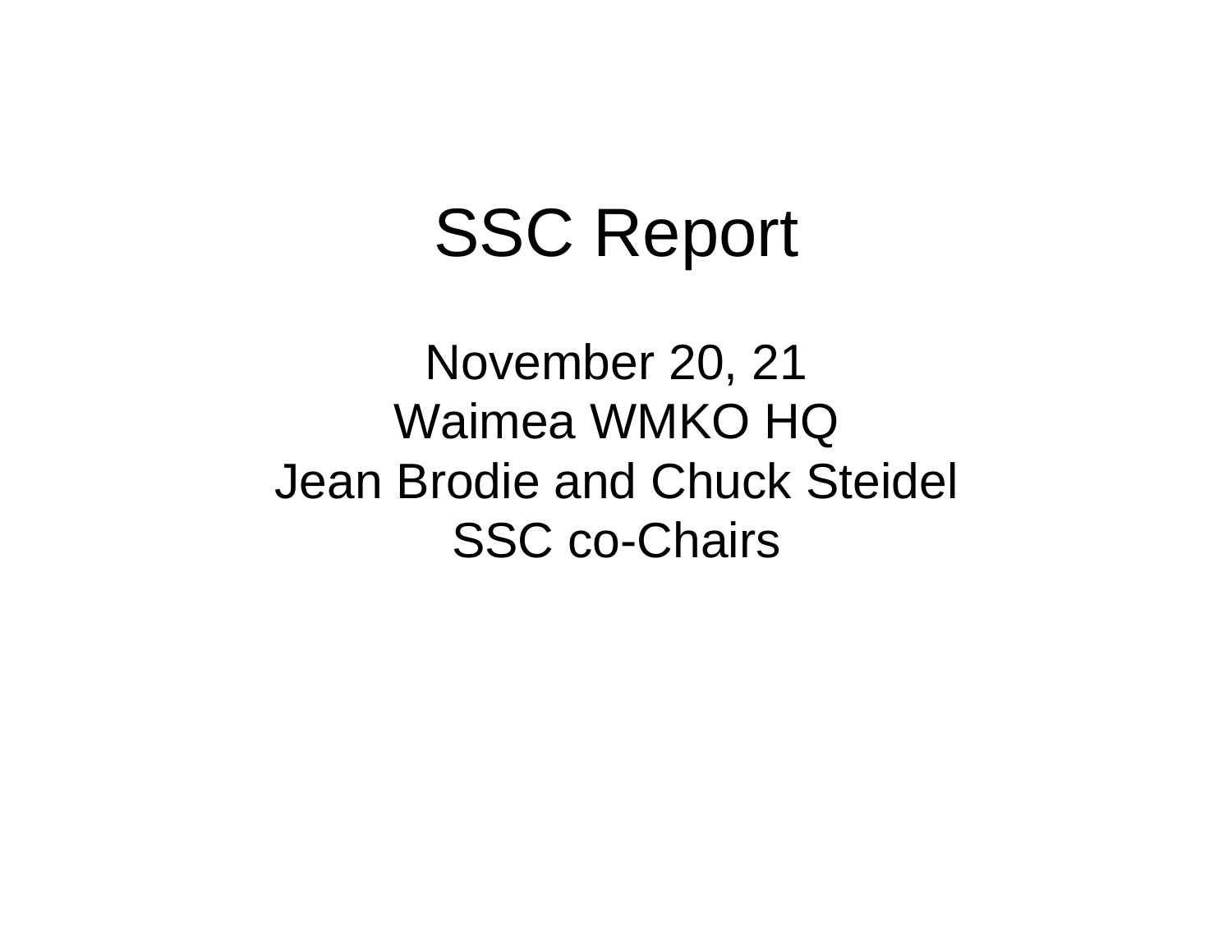# SSC Report

November 20, 21
Waimea WMKO HQ
Jean Brodie and Chuck Steidel
SSC co-Chairs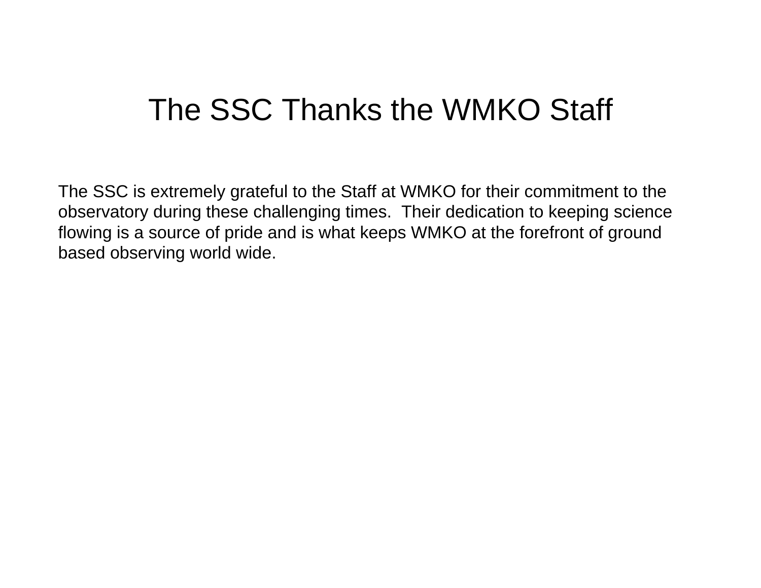# The SSC Thanks the WMKO Staff

The SSC is extremely grateful to the Staff at WMKO for their commitment to the observatory during these challenging times.  Their dedication to keeping science flowing is a source of pride and is what keeps WMKO at the forefront of ground based observing world wide.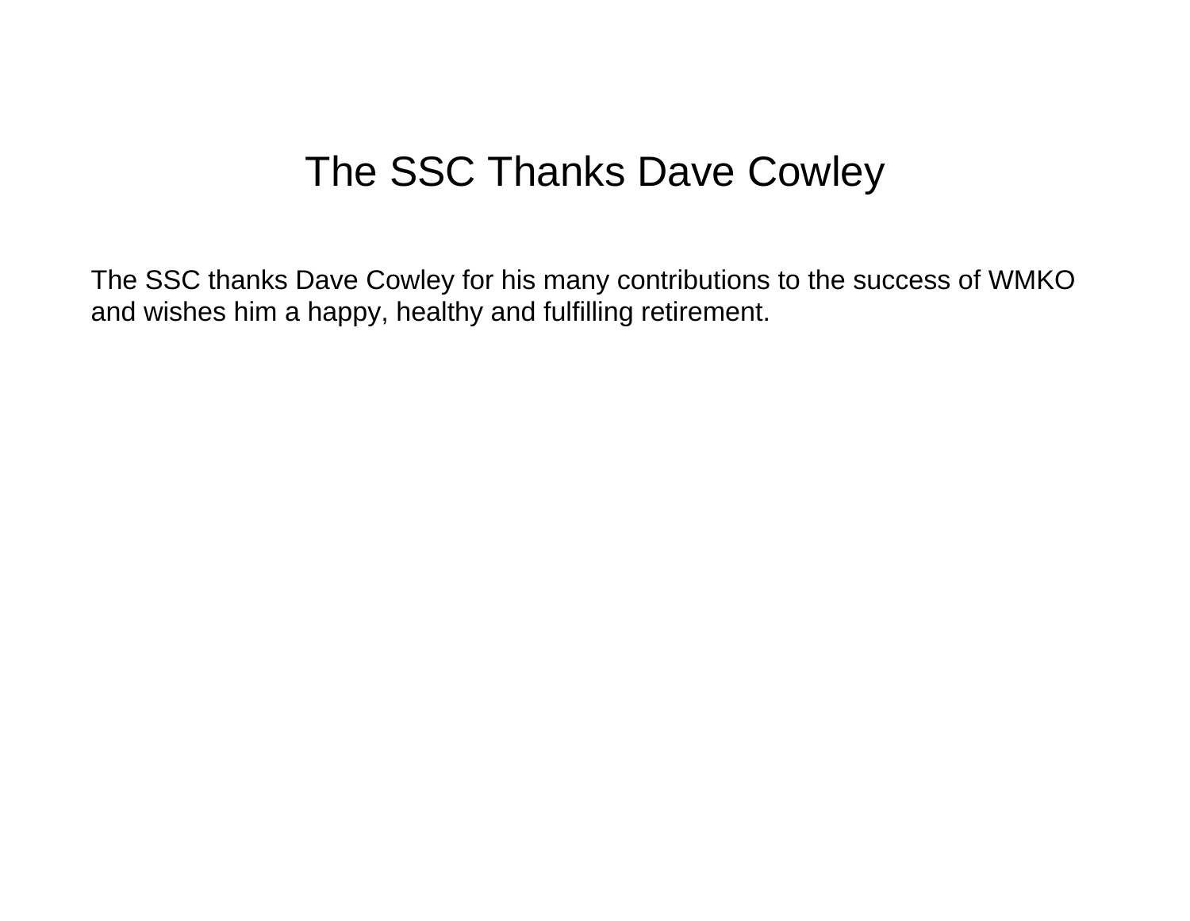# The SSC Thanks Dave Cowley

The SSC thanks Dave Cowley for his many contributions to the success of WMKO and wishes him a happy, healthy and fulfilling retirement.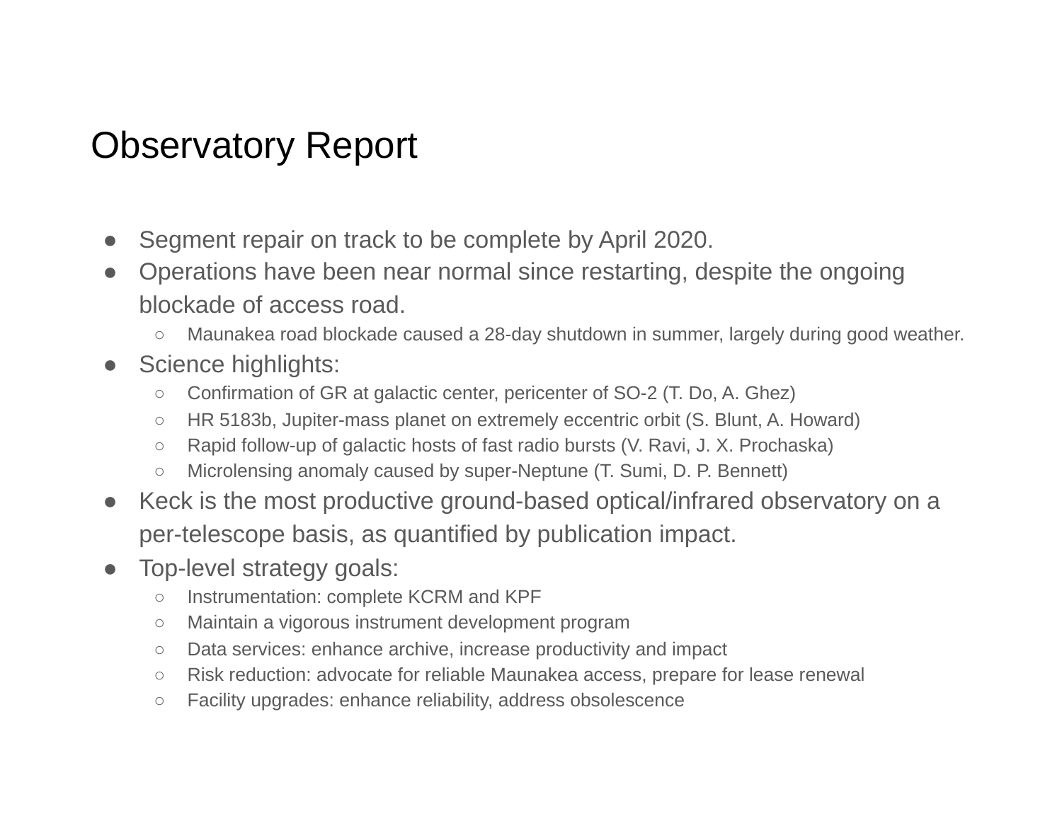# Observatory Report

- Segment repair on track to be complete by April 2020.
- Operations have been near normal since restarting, despite the ongoing blockade of access road.
  - Maunakea road blockade caused a 28-day shutdown in summer, largely during good weather.
- Science highlights:
  - Confirmation of GR at galactic center, pericenter of SO-2 (T. Do, A. Ghez)
  - HR 5183b, Jupiter-mass planet on extremely eccentric orbit (S. Blunt, A. Howard)
  - Rapid follow-up of galactic hosts of fast radio bursts (V. Ravi, J. X. Prochaska)
  - Microlensing anomaly caused by super-Neptune (T. Sumi, D. P. Bennett)
- Keck is the most productive ground-based optical/infrared observatory on a per-telescope basis, as quantified by publication impact.
- Top-level strategy goals:
  - Instrumentation: complete KCRM and KPF
  - Maintain a vigorous instrument development program
  - Data services: enhance archive, increase productivity and impact
  - Risk reduction: advocate for reliable Maunakea access, prepare for lease renewal
  - Facility upgrades: enhance reliability, address obsolescence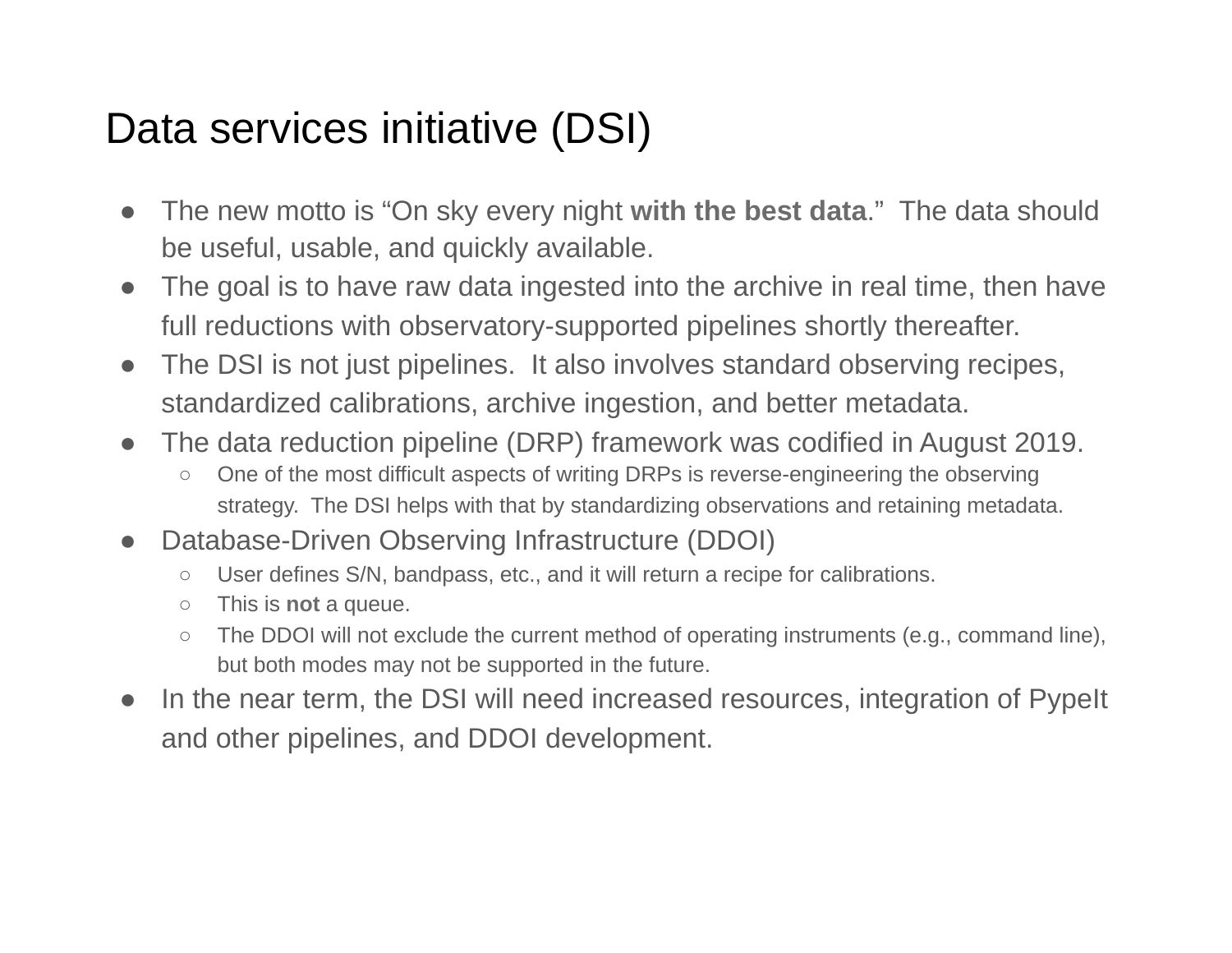# Data services initiative (DSI)

- The new motto is "On sky every night **with the best data**." The data should be useful, usable, and quickly available.
- The goal is to have raw data ingested into the archive in real time, then have full reductions with observatory-supported pipelines shortly thereafter.
- The DSI is not just pipelines. It also involves standard observing recipes, standardized calibrations, archive ingestion, and better metadata.
- The data reduction pipeline (DRP) framework was codified in August 2019.
  - One of the most difficult aspects of writing DRPs is reverse-engineering the observing strategy. The DSI helps with that by standardizing observations and retaining metadata.
- Database-Driven Observing Infrastructure (DDOI)
  - User defines S/N, bandpass, etc., and it will return a recipe for calibrations.
  - This is **not** a queue.
  - The DDOI will not exclude the current method of operating instruments (e.g., command line), but both modes may not be supported in the future.
- In the near term, the DSI will need increased resources, integration of PypeIt and other pipelines, and DDOI development.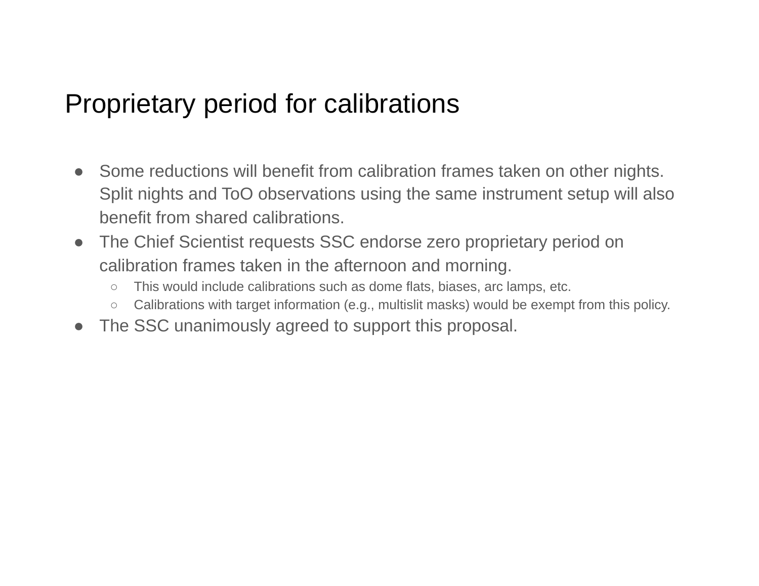# Proprietary period for calibrations

- Some reductions will benefit from calibration frames taken on other nights. Split nights and ToO observations using the same instrument setup will also benefit from shared calibrations.
- The Chief Scientist requests SSC endorse zero proprietary period on calibration frames taken in the afternoon and morning.
  - This would include calibrations such as dome flats, biases, arc lamps, etc.
  - Calibrations with target information (e.g., multislit masks) would be exempt from this policy.
- The SSC unanimously agreed to support this proposal.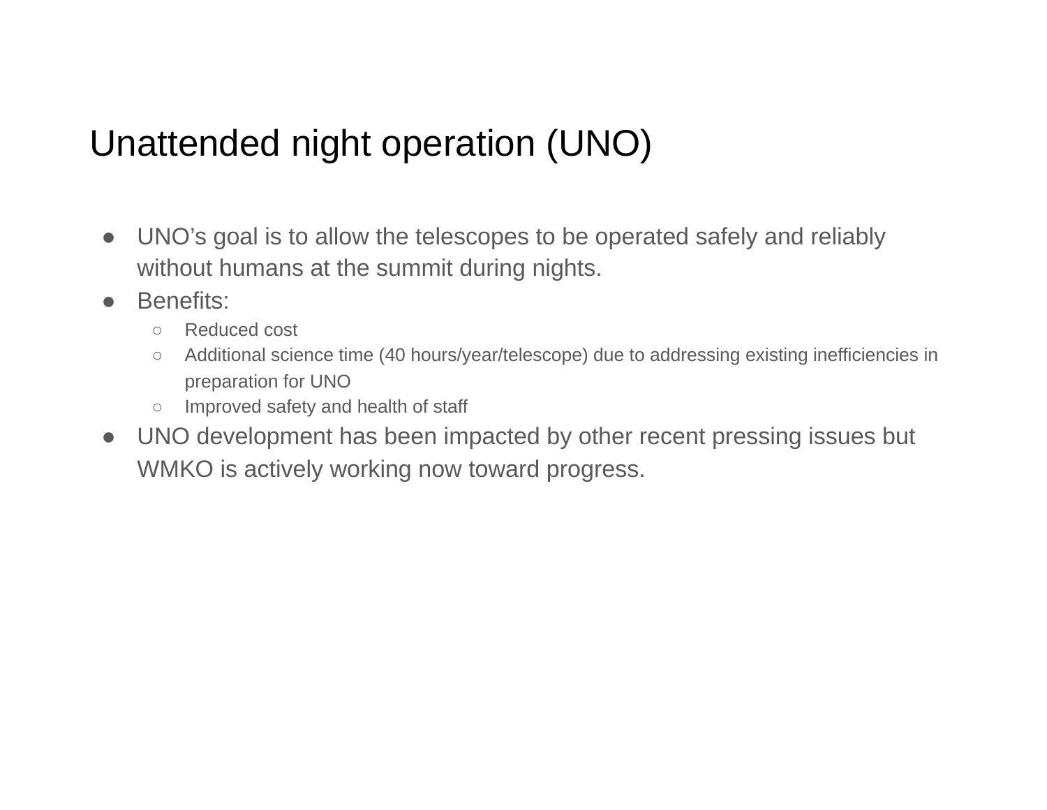# Unattended night operation (UNO)

- UNO's goal is to allow the telescopes to be operated safely and reliably without humans at the summit during nights.
- Benefits:
  - Reduced cost
  - Additional science time (40 hours/year/telescope) due to addressing existing inefficiencies in preparation for UNO
  - Improved safety and health of staff
- UNO development has been impacted by other recent pressing issues but WMKO is actively working now toward progress.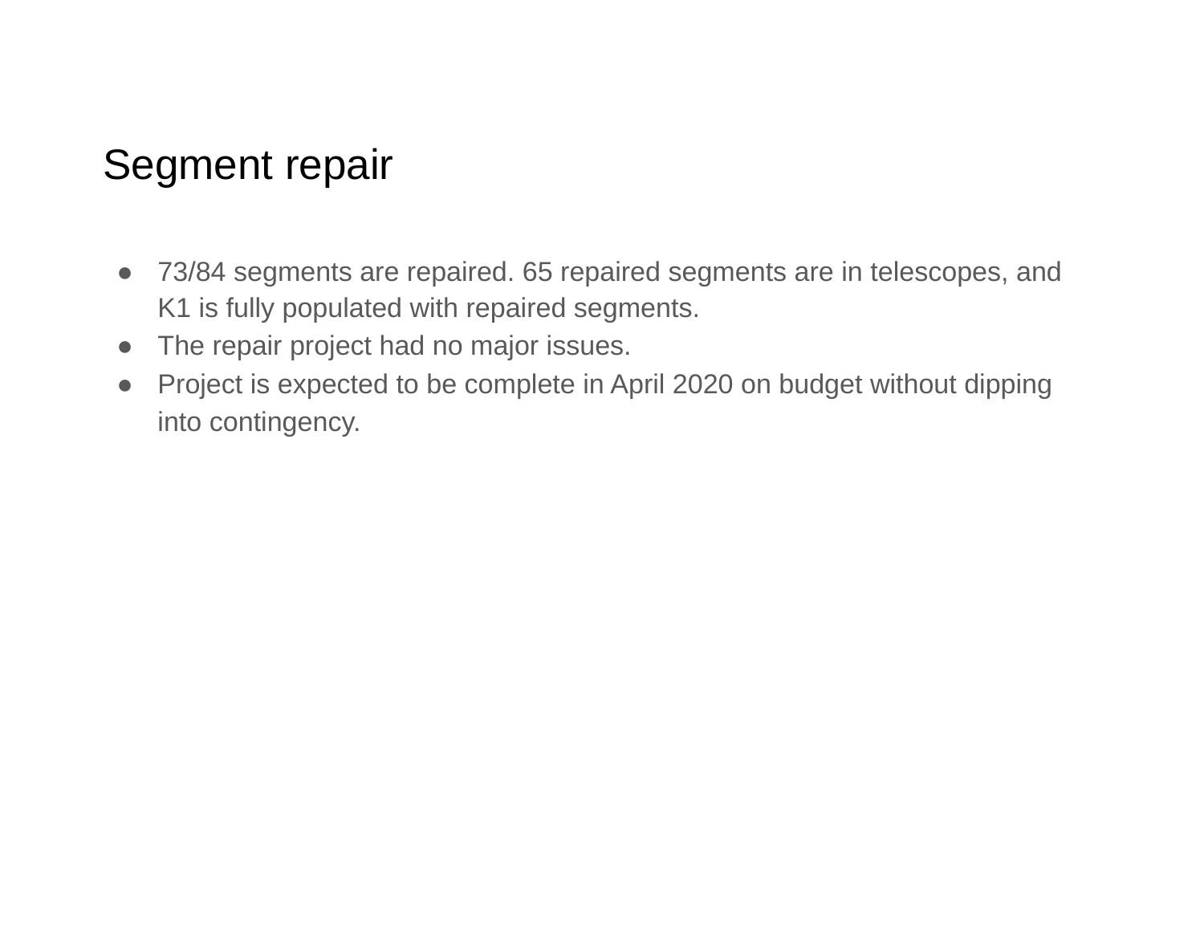# Segment repair

- 73/84 segments are repaired. 65 repaired segments are in telescopes, and K1 is fully populated with repaired segments.
- The repair project had no major issues.
- Project is expected to be complete in April 2020 on budget without dipping into contingency.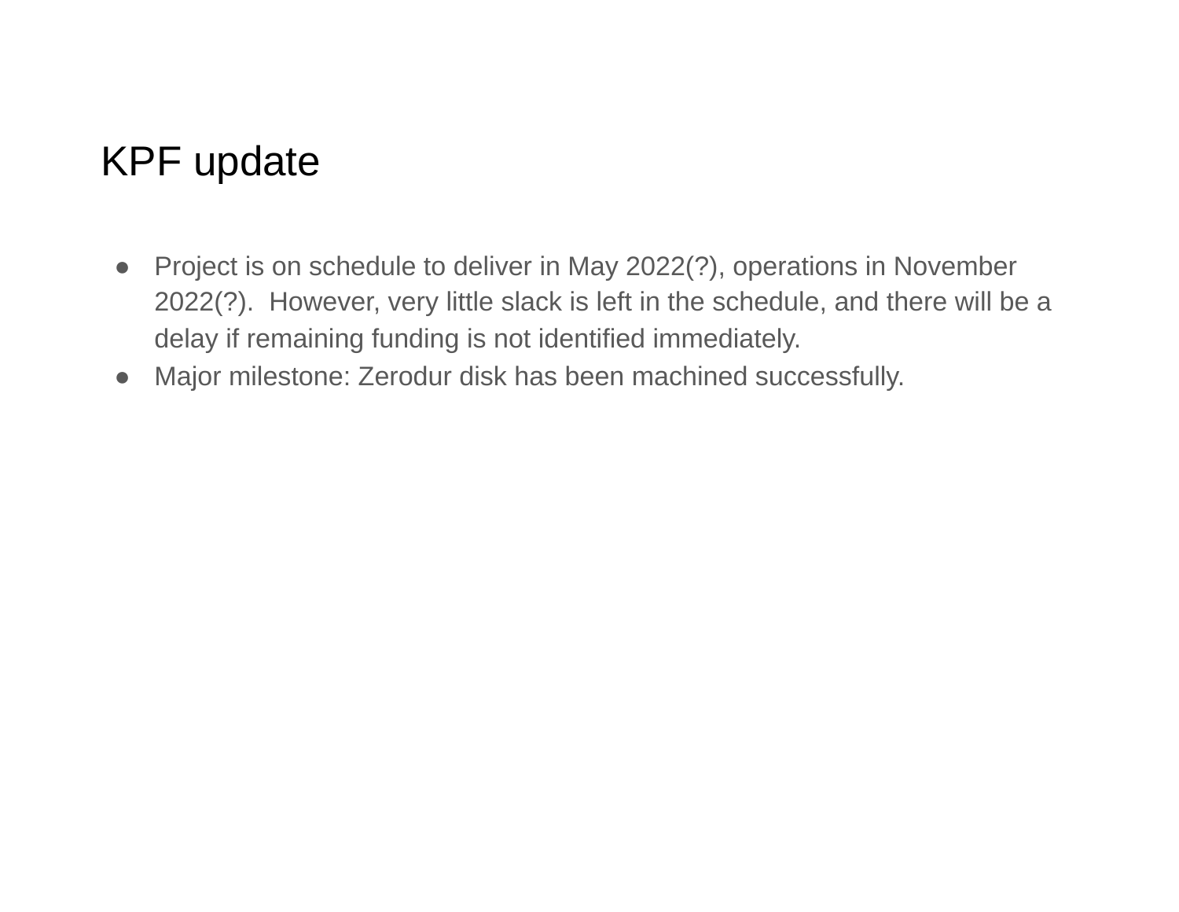# KPF update

- Project is on schedule to deliver in May 2022(?), operations in November 2022(?). However, very little slack is left in the schedule, and there will be a delay if remaining funding is not identified immediately.
- Major milestone: Zerodur disk has been machined successfully.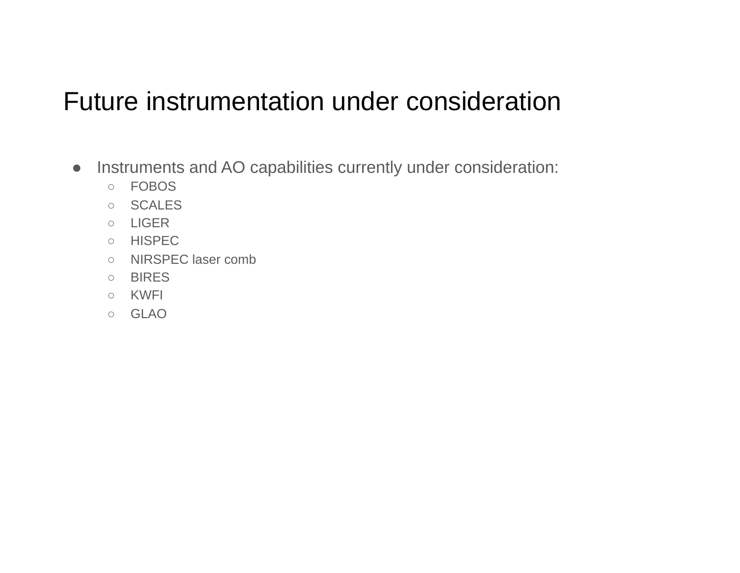# Future instrumentation under consideration

- Instruments and AO capabilities currently under consideration:
    - FOBOS
    - SCALES
    - LIGER
    - HISPEC
    - NIRSPEC laser comb
    - BIRES
    - KWFI
    - GLAO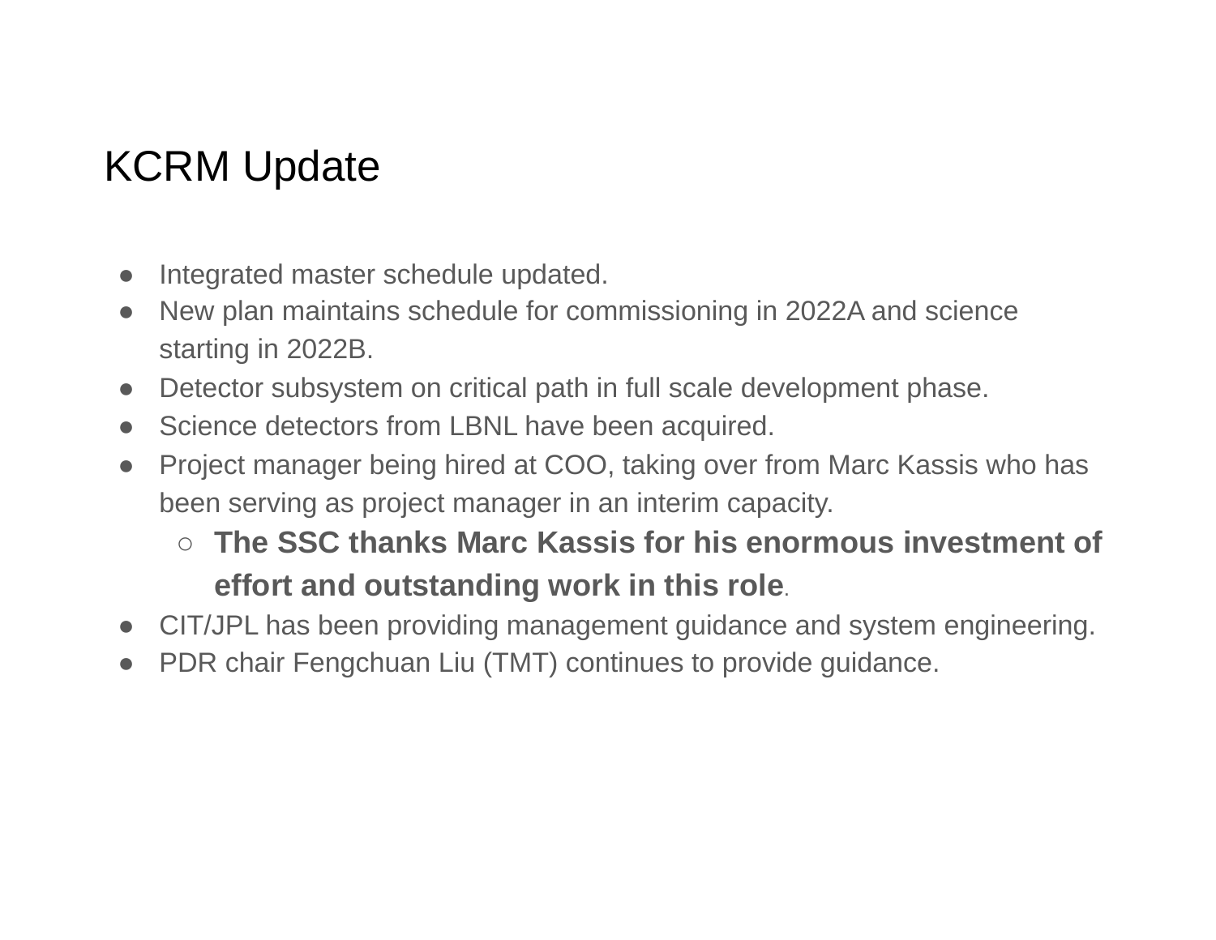# KCRM Update

- Integrated master schedule updated.
- New plan maintains schedule for commissioning in 2022A and science starting in 2022B.
- Detector subsystem on critical path in full scale development phase.
- Science detectors from LBNL have been acquired.
- Project manager being hired at COO, taking over from Marc Kassis who has been serving as project manager in an interim capacity.
  - **The SSC thanks Marc Kassis for his enormous investment of effort and outstanding work in this role**.
- CIT/JPL has been providing management guidance and system engineering.
- PDR chair Fengchuan Liu (TMT) continues to provide guidance.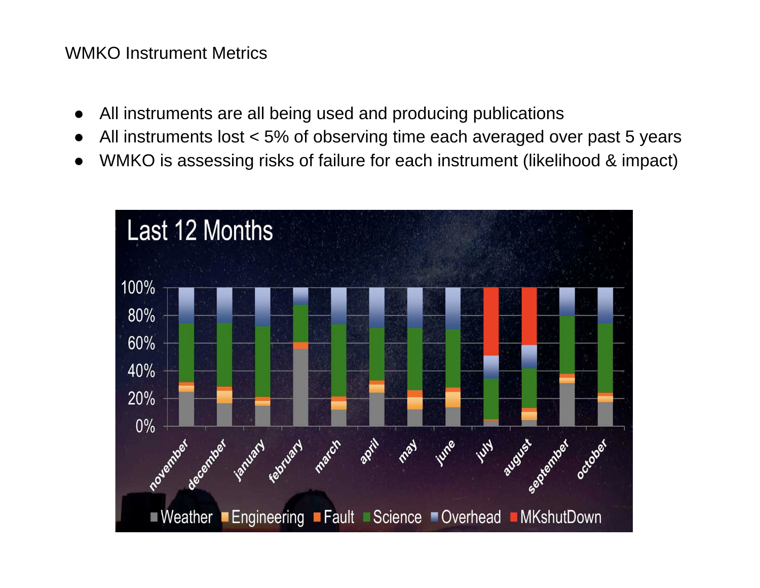WMKO Instrument Metrics

- All instruments are all being used and producing publications
- All instruments lost < 5% of observing time each averaged over past 5 years
- WMKO is assessing risks of failure for each instrument (likelihood & impact)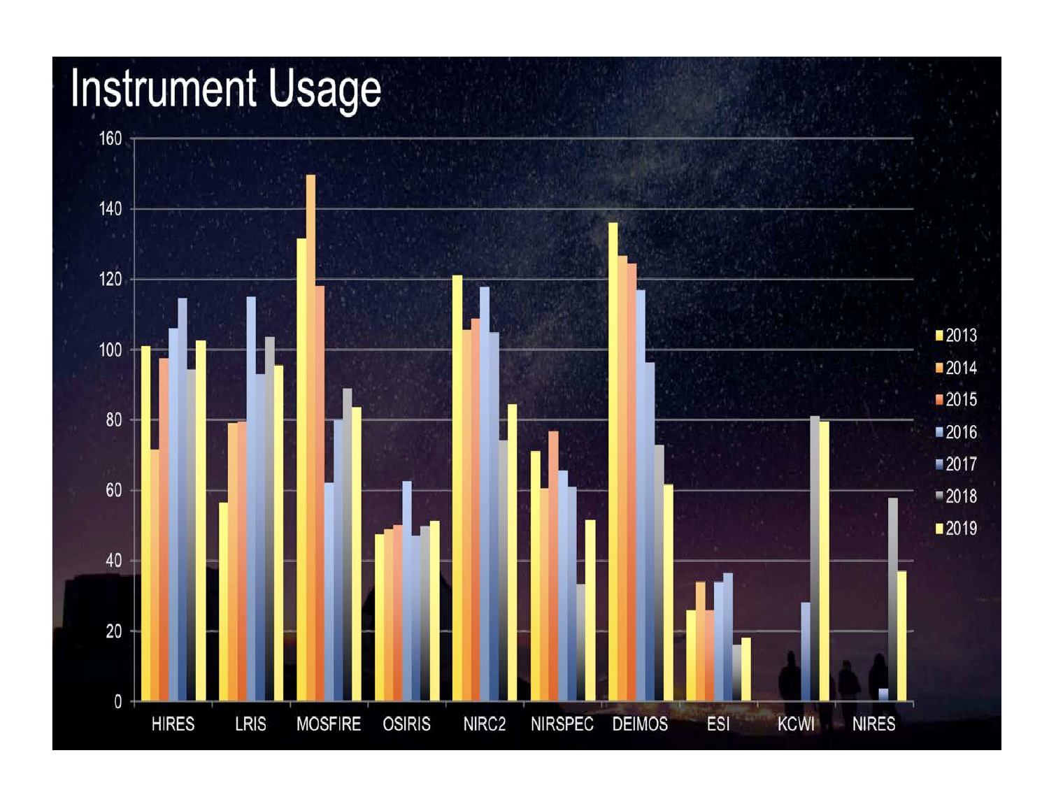# Instrument Usage

| Instrument | 2013 | 2014 | 2015 | 2016 | 2017 | 2018 | 2019 |
|---|---|---|---|---|---|---|---|
| HIRES | 101 | 72 | 97 | 106 | 115 | 94 | 102 |
| LRIS | 57 | 79 | 80 | 115 | 93 | 103 | 95 |
| MOSFIRE | 131 | 149 | 118 | 62 | 80 | 89 | 84 |
| OSIRIS | 47 | 49 | 50 | 63 | 47 | 50 | 51 |
| NIRC2 | 121 | 106 | 109 | 118 | 105 | 74 | 84 |
| NIRSPEC | 71 | 61 | 77 | 66 | 61 | 33 | 52 |
| DEIMOS | 136 | 127 | 124 | 117 | 96 | 73 | 62 |
| ESI | 26 | 34 | 26 | 34 | 36 | 16 | 18 |
| KCWI | | | | | 28 | 81 | 79 |
| NIRES | | | | | 4 | 58 | 37 |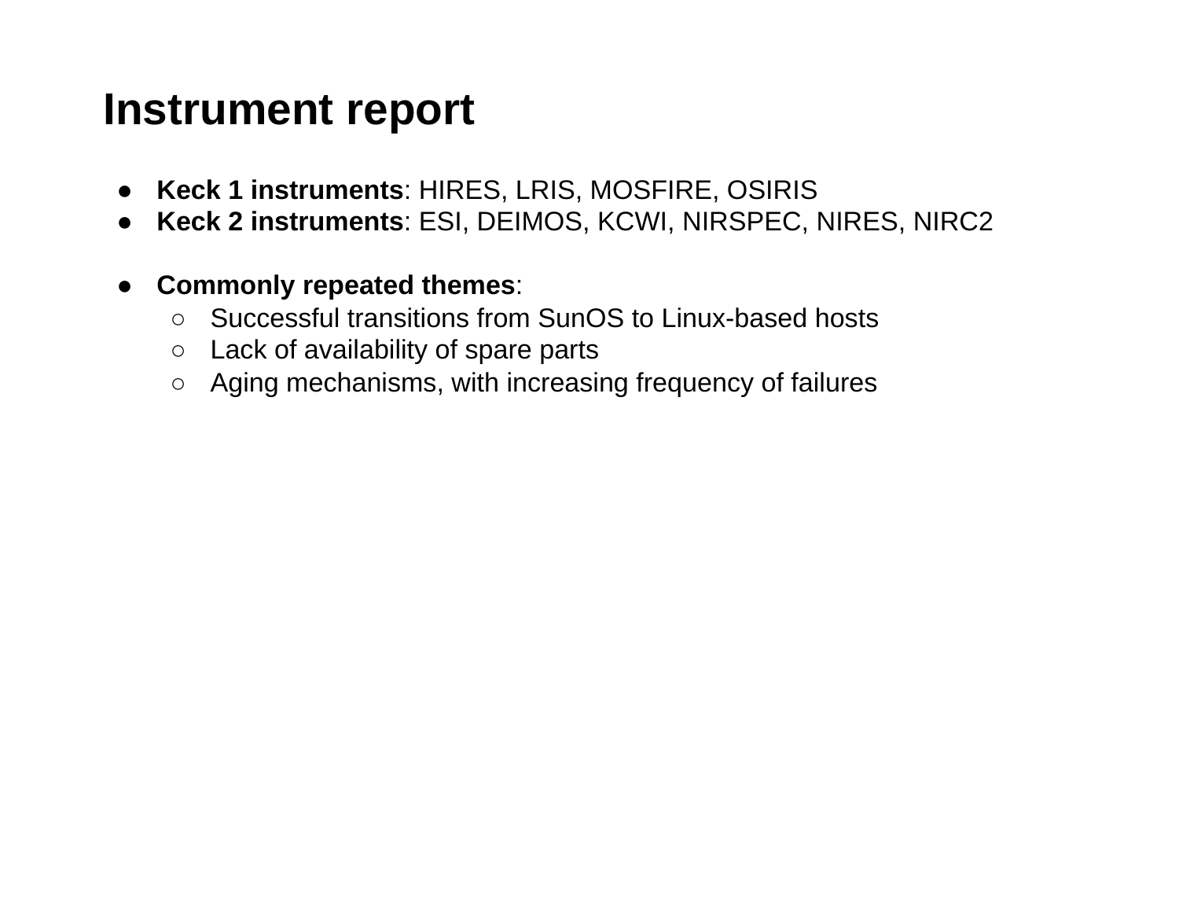# Instrument report

- **Keck 1 instruments**: HIRES, LRIS, MOSFIRE, OSIRIS
- **Keck 2 instruments**: ESI, DEIMOS, KCWI, NIRSPEC, NIRES, NIRC2

- **Commonly repeated themes**:
  - Successful transitions from SunOS to Linux-based hosts
  - Lack of availability of spare parts
  - Aging mechanisms, with increasing frequency of failures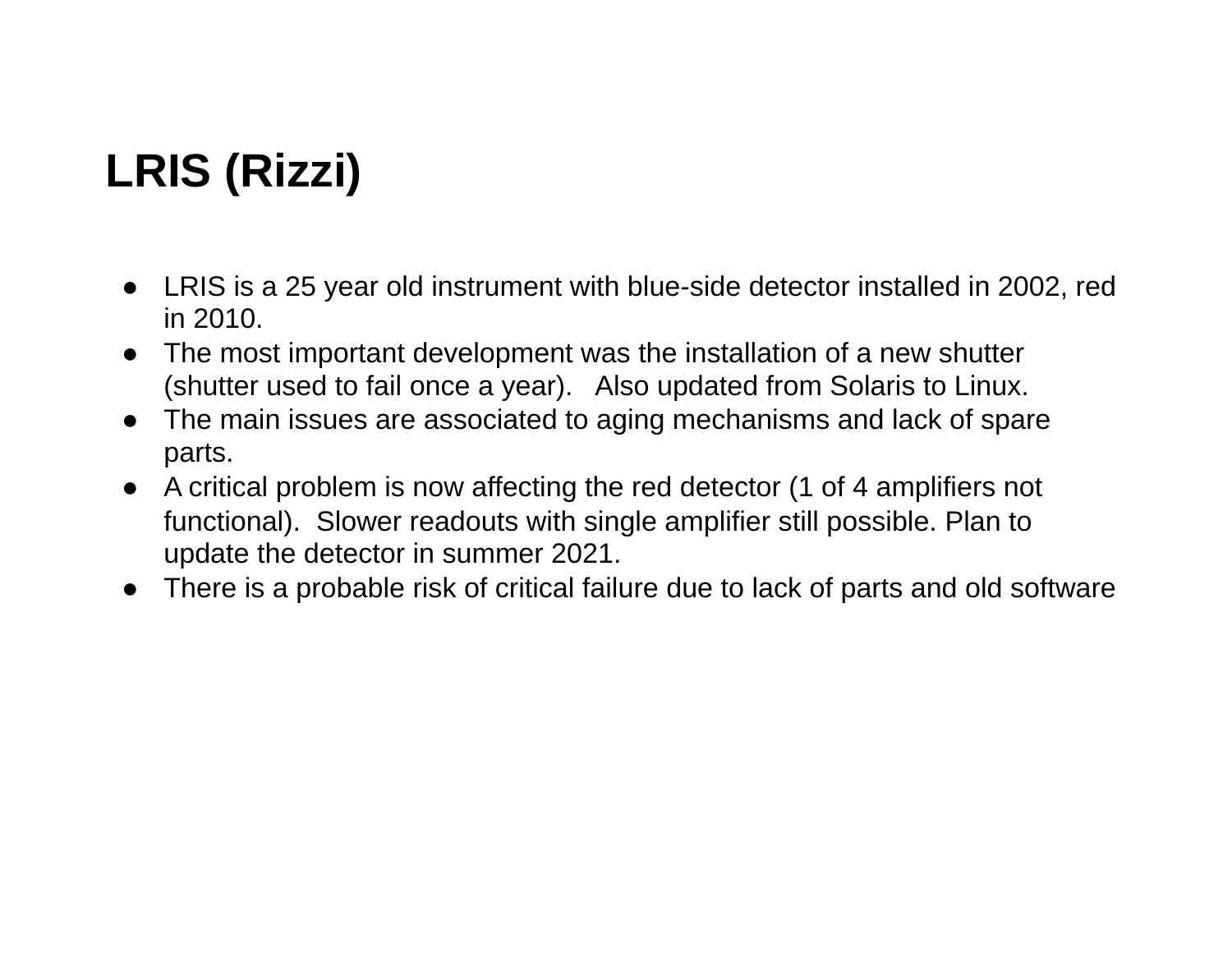# LRIS (Rizzi)

- LRIS is a 25 year old instrument with blue-side detector installed in 2002, red in 2010.
- The most important development was the installation of a new shutter (shutter used to fail once a year). Also updated from Solaris to Linux.
- The main issues are associated to aging mechanisms and lack of spare parts.
- A critical problem is now affecting the red detector (1 of 4 amplifiers not functional). Slower readouts with single amplifier still possible. Plan to update the detector in summer 2021.
- There is a probable risk of critical failure due to lack of parts and old software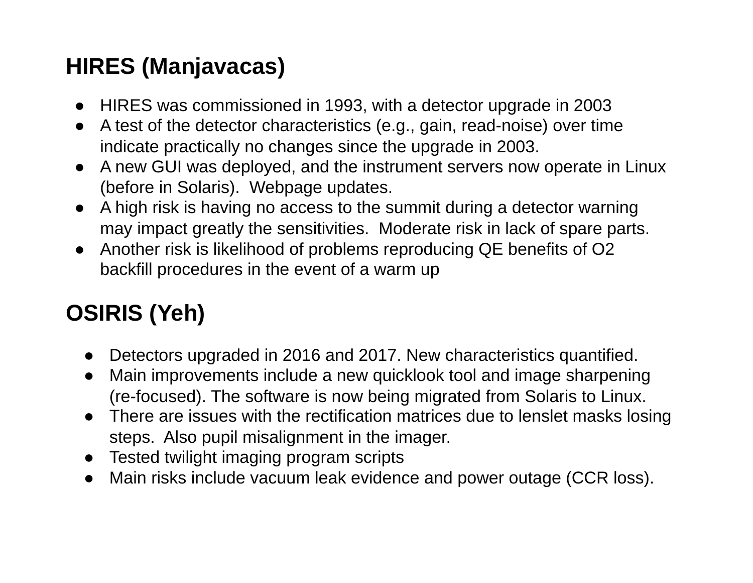## HIRES (Manjavacas)

- HIRES was commissioned in 1993, with a detector upgrade in 2003
- A test of the detector characteristics (e.g., gain, read-noise) over time indicate practically no changes since the upgrade in 2003.
- A new GUI was deployed, and the instrument servers now operate in Linux (before in Solaris). Webpage updates.
- A high risk is having no access to the summit during a detector warning may impact greatly the sensitivities. Moderate risk in lack of spare parts.
- Another risk is likelihood of problems reproducing QE benefits of $O_2$ backfill procedures in the event of a warm up

## OSIRIS (Yeh)

- Detectors upgraded in 2016 and 2017. New characteristics quantified.
- Main improvements include a new quicklook tool and image sharpening (re-focused). The software is now being migrated from Solaris to Linux.
- There are issues with the rectification matrices due to lenslet masks losing steps. Also pupil misalignment in the imager.
- Tested twilight imaging program scripts
- Main risks include vacuum leak evidence and power outage (CCR loss).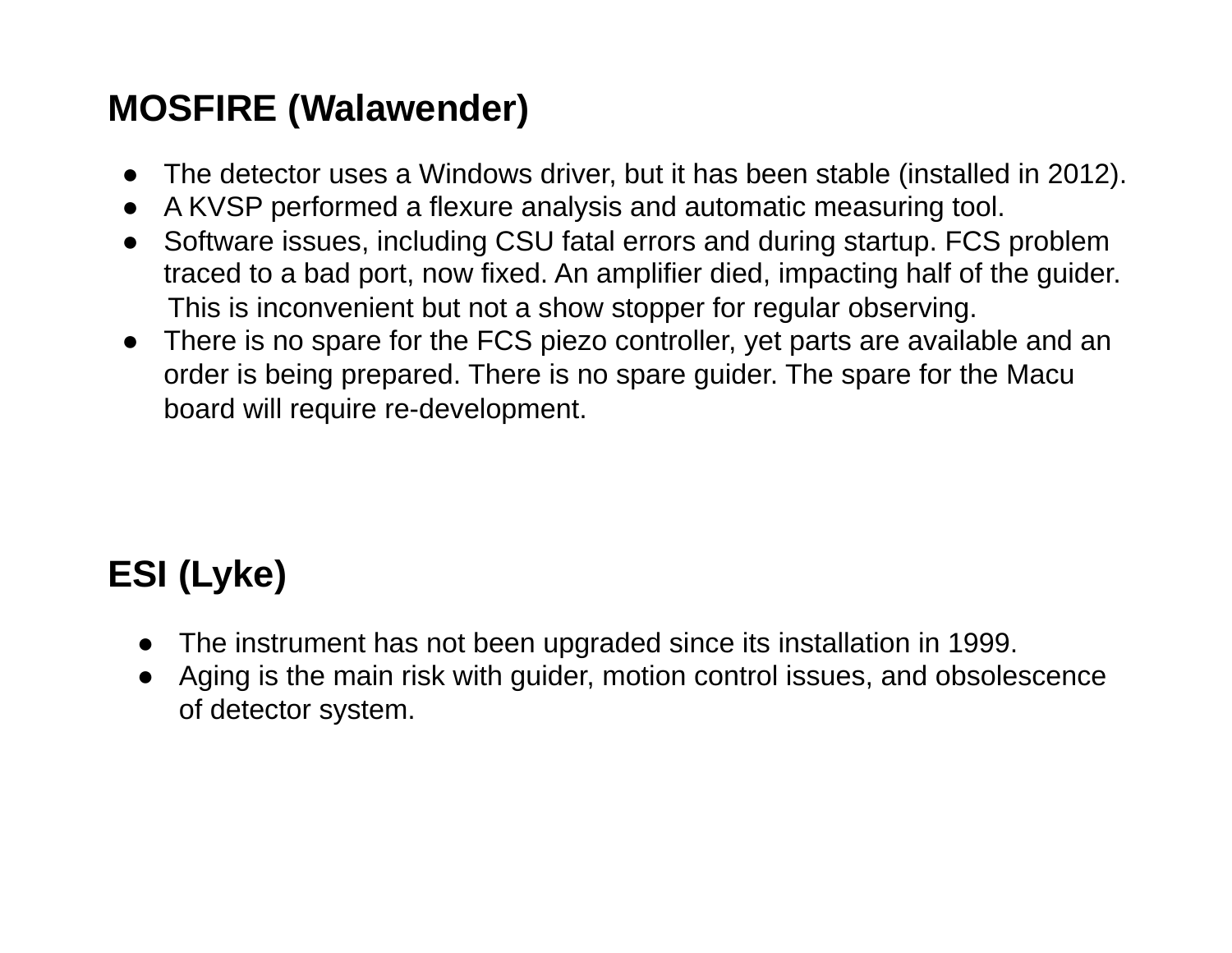## MOSFIRE (Walawender)

- The detector uses a Windows driver, but it has been stable (installed in 2012).
- A KVSP performed a flexure analysis and automatic measuring tool.
- Software issues, including CSU fatal errors and during startup. FCS problem traced to a bad port, now fixed. An amplifier died, impacting half of the guider. This is inconvenient but not a show stopper for regular observing.
- There is no spare for the FCS piezo controller, yet parts are available and an order is being prepared. There is no spare guider. The spare for the Macu board will require re-development.

## ESI (Lyke)

- The instrument has not been upgraded since its installation in 1999.
- Aging is the main risk with guider, motion control issues, and obsolescence of detector system.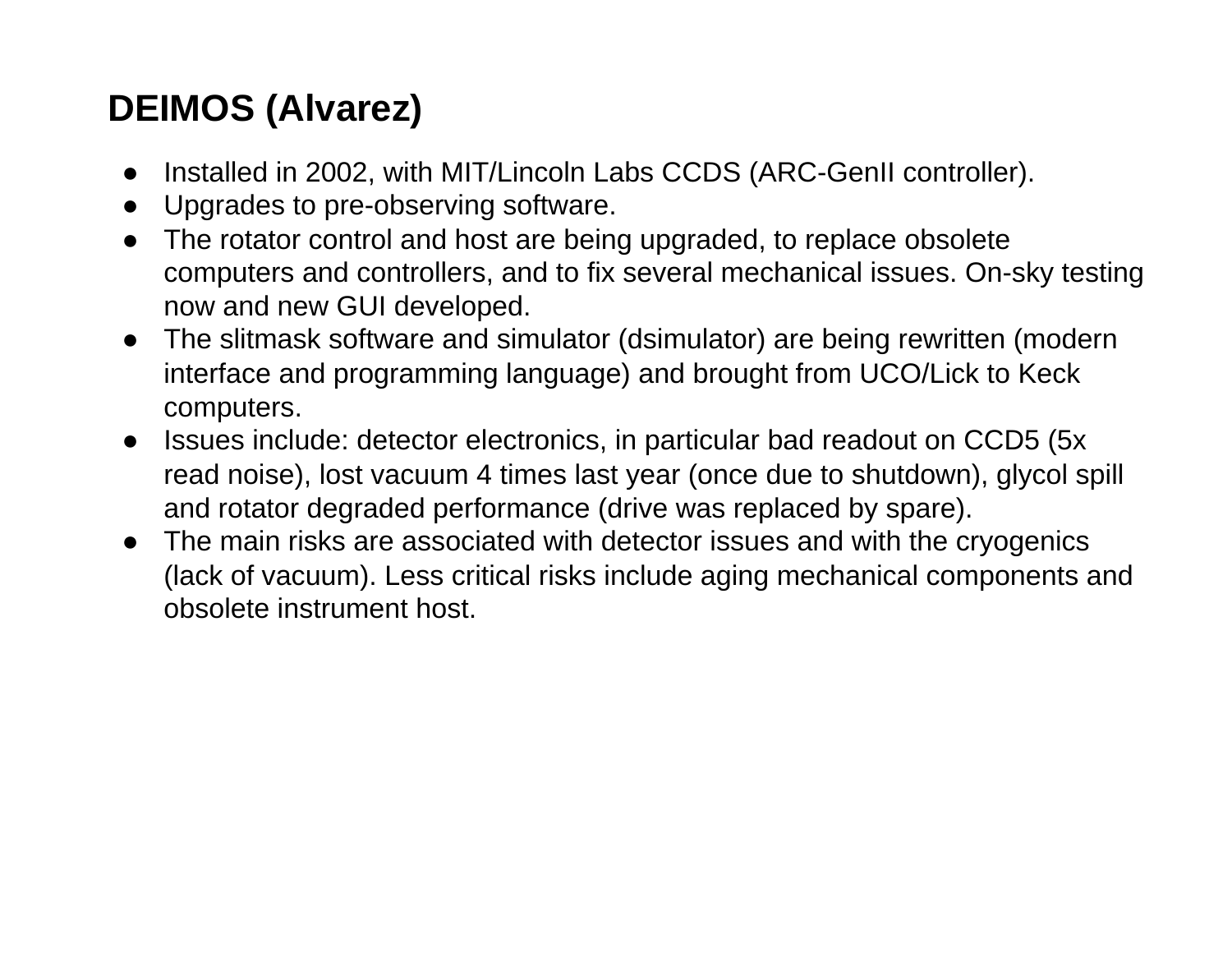## DEIMOS (Alvarez)

- Installed in 2002, with MIT/Lincoln Labs CCDS (ARC-GenII controller).
- Upgrades to pre-observing software.
- The rotator control and host are being upgraded, to replace obsolete computers and controllers, and to fix several mechanical issues. On-sky testing now and new GUI developed.
- The slitmask software and simulator (dsimulator) are being rewritten (modern interface and programming language) and brought from UCO/Lick to Keck computers.
- Issues include: detector electronics, in particular bad readout on CCD5 (5x read noise), lost vacuum 4 times last year (once due to shutdown), glycol spill and rotator degraded performance (drive was replaced by spare).
- The main risks are associated with detector issues and with the cryogenics (lack of vacuum). Less critical risks include aging mechanical components and obsolete instrument host.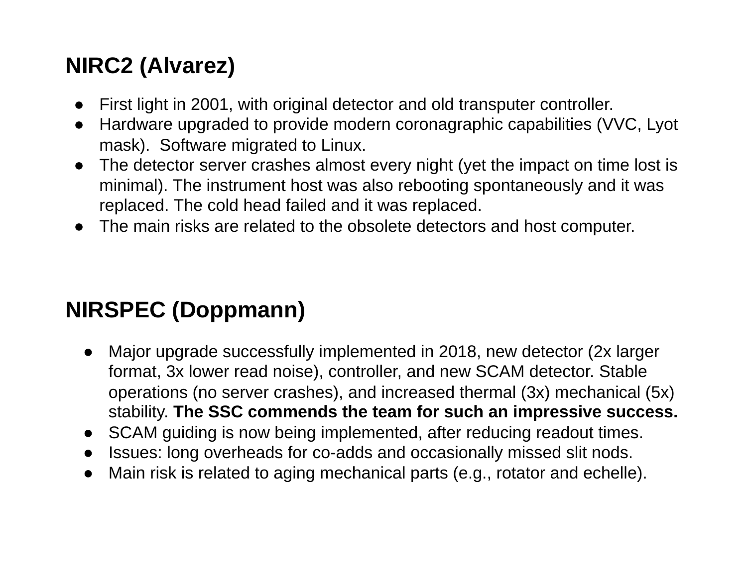## NIRC2 (Alvarez)

- First light in 2001, with original detector and old transputer controller.
- Hardware upgraded to provide modern coronagraphic capabilities (VVC, Lyot mask). Software migrated to Linux.
- The detector server crashes almost every night (yet the impact on time lost is minimal). The instrument host was also rebooting spontaneously and it was replaced. The cold head failed and it was replaced.
- The main risks are related to the obsolete detectors and host computer.

## NIRSPEC (Doppmann)

- Major upgrade successfully implemented in 2018, new detector (2x larger format, 3x lower read noise), controller, and new SCAM detector. Stable operations (no server crashes), and increased thermal (3x) mechanical (5x) stability. **The SSC commends the team for such an impressive success.**
- SCAM guiding is now being implemented, after reducing readout times.
- Issues: long overheads for co-adds and occasionally missed slit nods.
- Main risk is related to aging mechanical parts (e.g., rotator and echelle).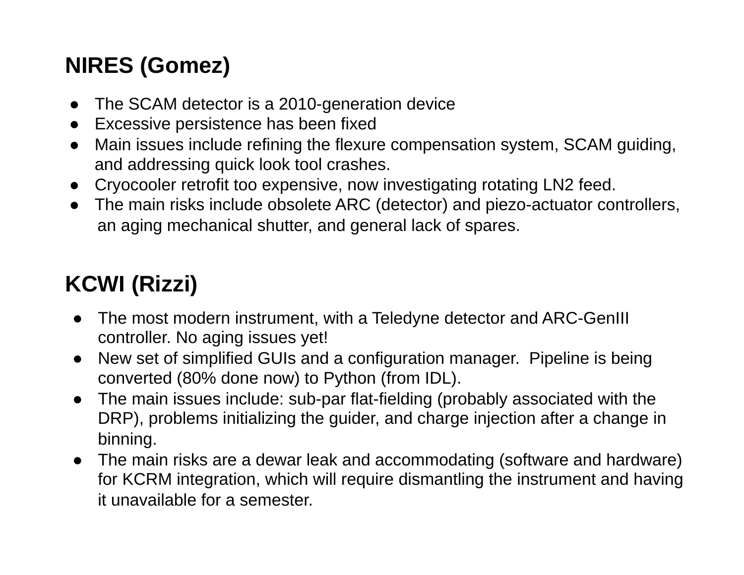## NIRES (Gomez)

- The SCAM detector is a 2010-generation device
- Excessive persistence has been fixed
- Main issues include refining the flexure compensation system, SCAM guiding, and addressing quick look tool crashes.
- Cryocooler retrofit too expensive, now investigating rotating LN2 feed.
- The main risks include obsolete ARC (detector) and piezo-actuator controllers, an aging mechanical shutter, and general lack of spares.

## KCWI (Rizzi)

- The most modern instrument, with a Teledyne detector and ARC-GenIII controller. No aging issues yet!
- New set of simplified GUIs and a configuration manager. Pipeline is being converted (80% done now) to Python (from IDL).
- The main issues include: sub-par flat-fielding (probably associated with the DRP), problems initializing the guider, and charge injection after a change in binning.
- The main risks are a dewar leak and accommodating (software and hardware) for KCRM integration, which will require dismantling the instrument and having it unavailable for a semester.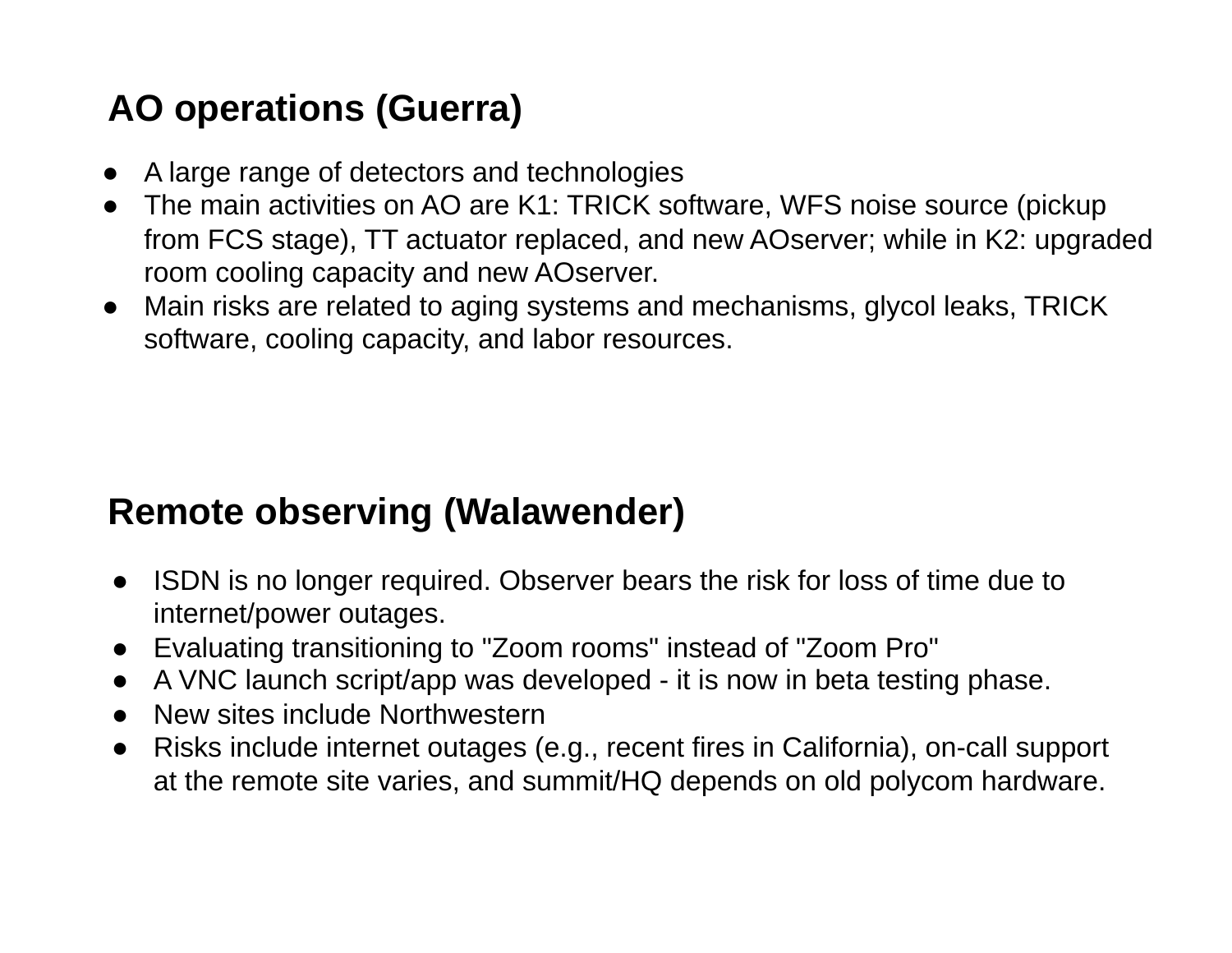## AO operations (Guerra)

- A large range of detectors and technologies
- The main activities on AO are K1: TRICK software, WFS noise source (pickup from FCS stage), TT actuator replaced, and new AOserver; while in K2: upgraded room cooling capacity and new AOserver.
- Main risks are related to aging systems and mechanisms, glycol leaks, TRICK software, cooling capacity, and labor resources.

## Remote observing (Walawender)

- ISDN is no longer required. Observer bears the risk for loss of time due to internet/power outages.
- Evaluating transitioning to "Zoom rooms" instead of "Zoom Pro"
- A VNC launch script/app was developed - it is now in beta testing phase.
- New sites include Northwestern
- Risks include internet outages (e.g., recent fires in California), on-call support at the remote site varies, and summit/HQ depends on old polycom hardware.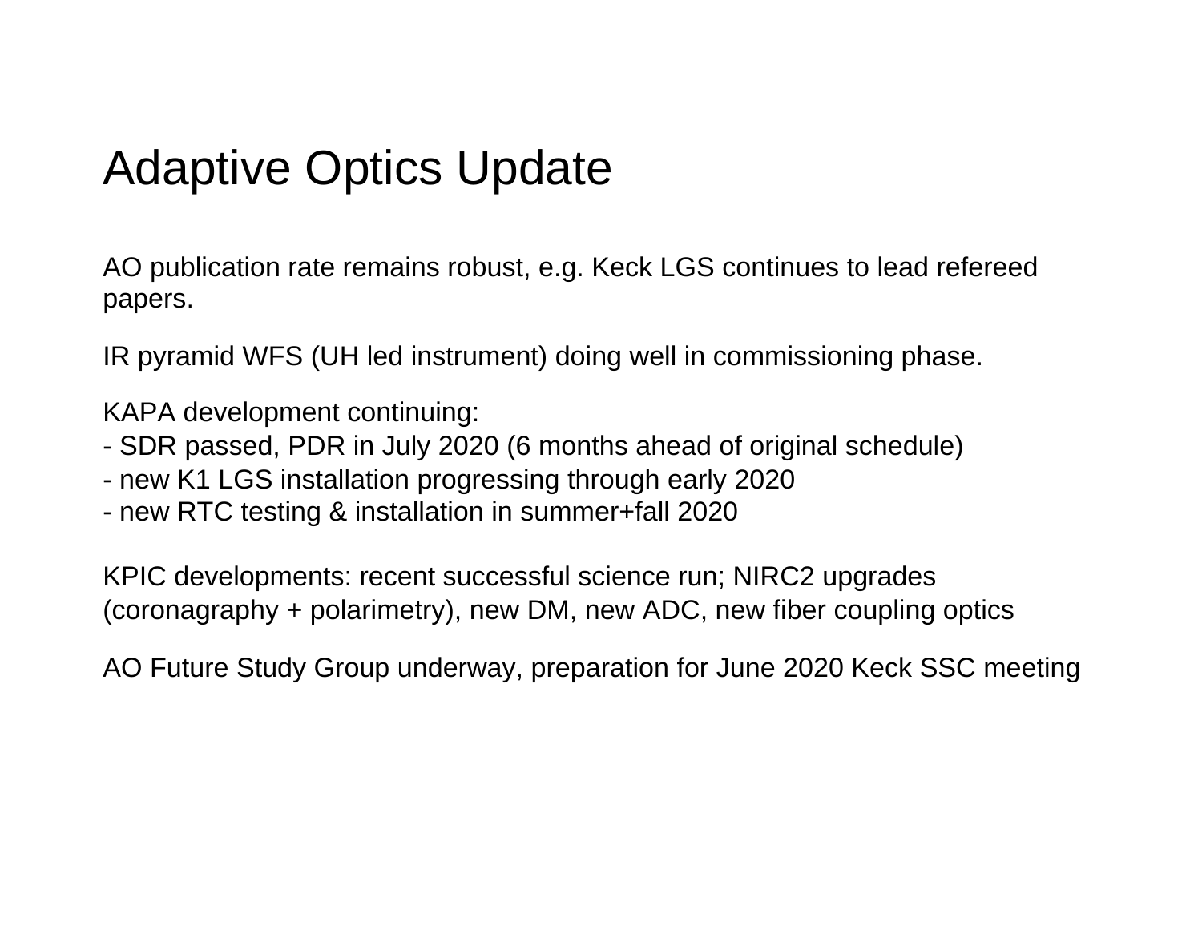# Adaptive Optics Update

AO publication rate remains robust, e.g. Keck LGS continues to lead refereed papers.

IR pyramid WFS (UH led instrument) doing well in commissioning phase.

KAPA development continuing:
- SDR passed, PDR in July 2020 (6 months ahead of original schedule)
- new K1 LGS installation progressing through early 2020
- new RTC testing & installation in summer+fall 2020

KPIC developments: recent successful science run; NIRC2 upgrades (coronagraphy + polarimetry), new DM, new ADC, new fiber coupling optics

AO Future Study Group underway, preparation for June 2020 Keck SSC meeting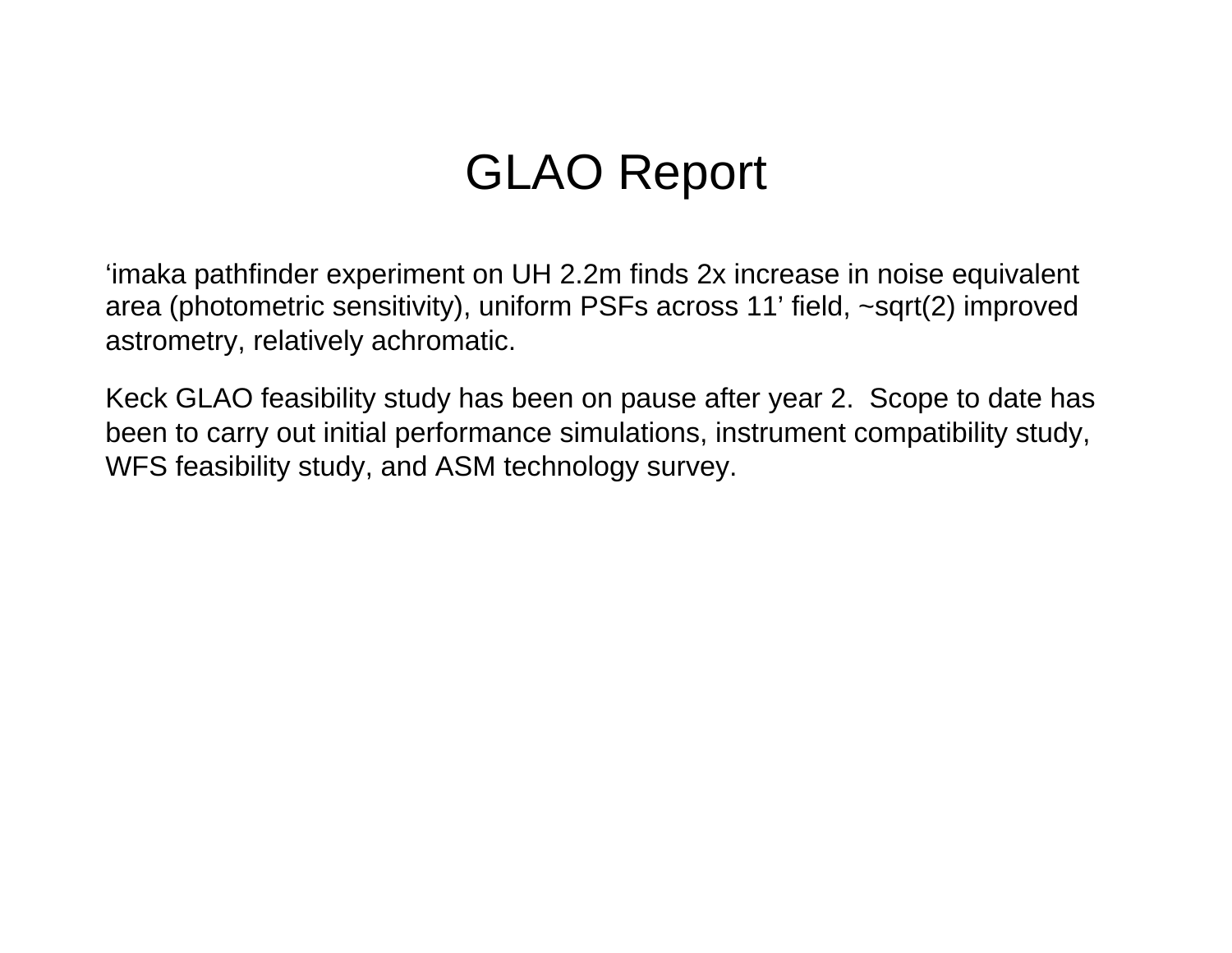# GLAO Report

‘imaka pathfinder experiment on UH 2.2m finds 2x increase in noise equivalent area (photometric sensitivity), uniform PSFs across 11’ field, ~sqrt(2) improved astrometry, relatively achromatic.

Keck GLAO feasibility study has been on pause after year 2. Scope to date has been to carry out initial performance simulations, instrument compatibility study, WFS feasibility study, and ASM technology survey.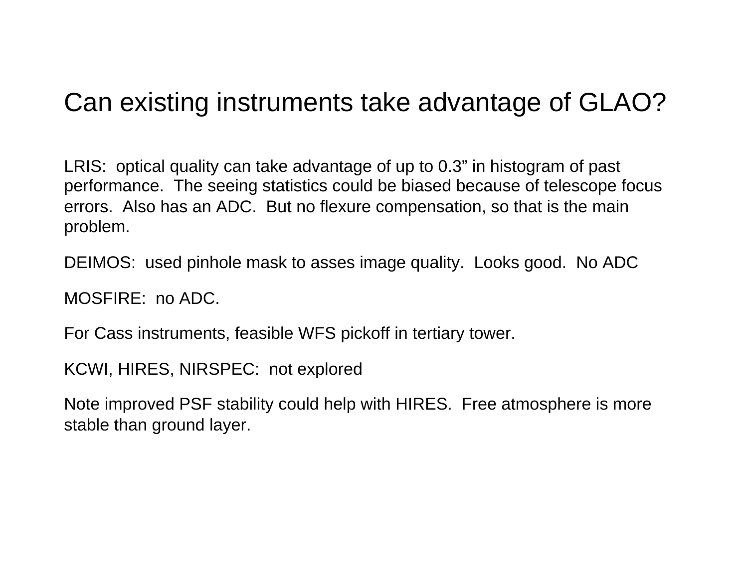# Can existing instruments take advantage of GLAO?

LRIS: optical quality can take advantage of up to 0.3” in histogram of past performance. The seeing statistics could be biased because of telescope focus errors. Also has an ADC. But no flexure compensation, so that is the main problem.

DEIMOS: used pinhole mask to asses image quality. Looks good. No ADC

MOSFIRE: no ADC.

For Cass instruments, feasible WFS pickoff in tertiary tower.

KCWI, HIRES, NIRSPEC: not explored

Note improved PSF stability could help with HIRES. Free atmosphere is more stable than ground layer.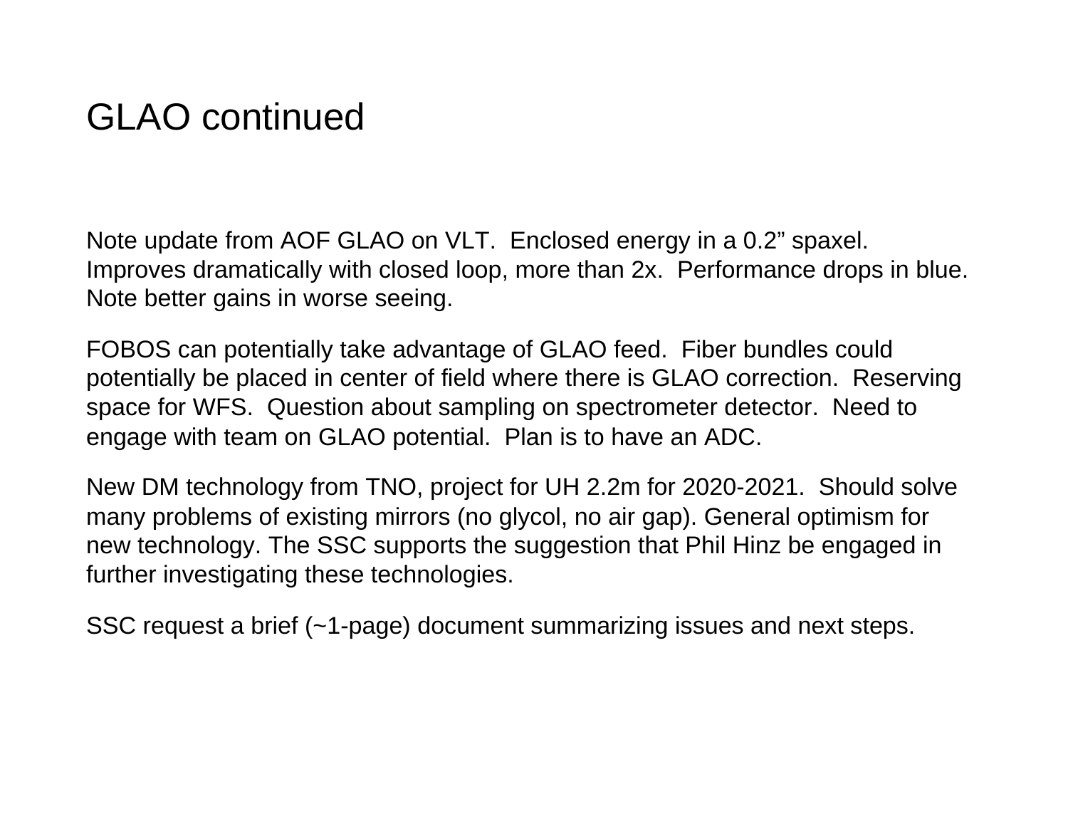# GLAO continued

Note update from AOF GLAO on VLT. Enclosed energy in a 0.2” spaxel. Improves dramatically with closed loop, more than 2x. Performance drops in blue. Note better gains in worse seeing.

FOBOS can potentially take advantage of GLAO feed. Fiber bundles could potentially be placed in center of field where there is GLAO correction. Reserving space for WFS. Question about sampling on spectrometer detector. Need to engage with team on GLAO potential. Plan is to have an ADC.

New DM technology from TNO, project for UH 2.2m for 2020-2021. Should solve many problems of existing mirrors (no glycol, no air gap). General optimism for new technology. The SSC supports the suggestion that Phil Hinz be engaged in further investigating these technologies.

SSC request a brief (~1-page) document summarizing issues and next steps.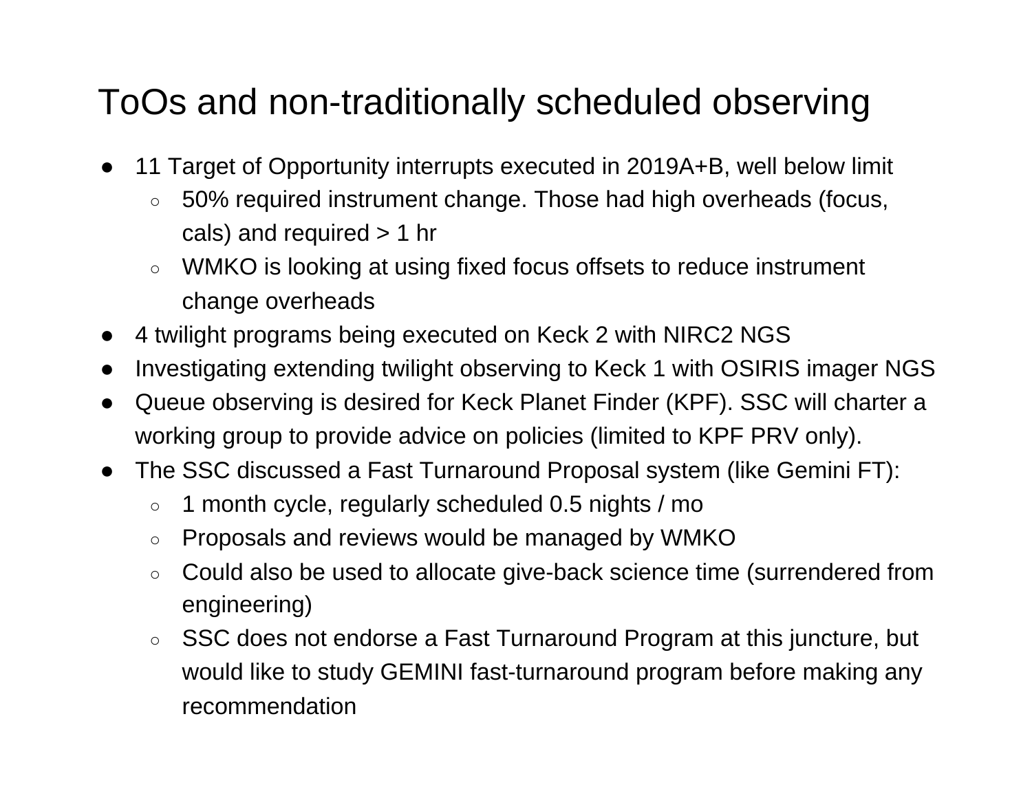# ToOs and non-traditionally scheduled observing

- 11 Target of Opportunity interrupts executed in 2019A+B, well below limit
  - 50% required instrument change. Those had high overheads (focus, cals) and required > 1 hr
  - WMKO is looking at using fixed focus offsets to reduce instrument change overheads
- 4 twilight programs being executed on Keck 2 with NIRC2 NGS
- Investigating extending twilight observing to Keck 1 with OSIRIS imager NGS
- Queue observing is desired for Keck Planet Finder (KPF). SSC will charter a working group to provide advice on policies (limited to KPF PRV only).
- The SSC discussed a Fast Turnaround Proposal system (like Gemini FT):
  - 1 month cycle, regularly scheduled 0.5 nights / mo
  - Proposals and reviews would be managed by WMKO
  - Could also be used to allocate give-back science time (surrendered from engineering)
  - SSC does not endorse a Fast Turnaround Program at this juncture, but would like to study GEMINI fast-turnaround program before making any recommendation